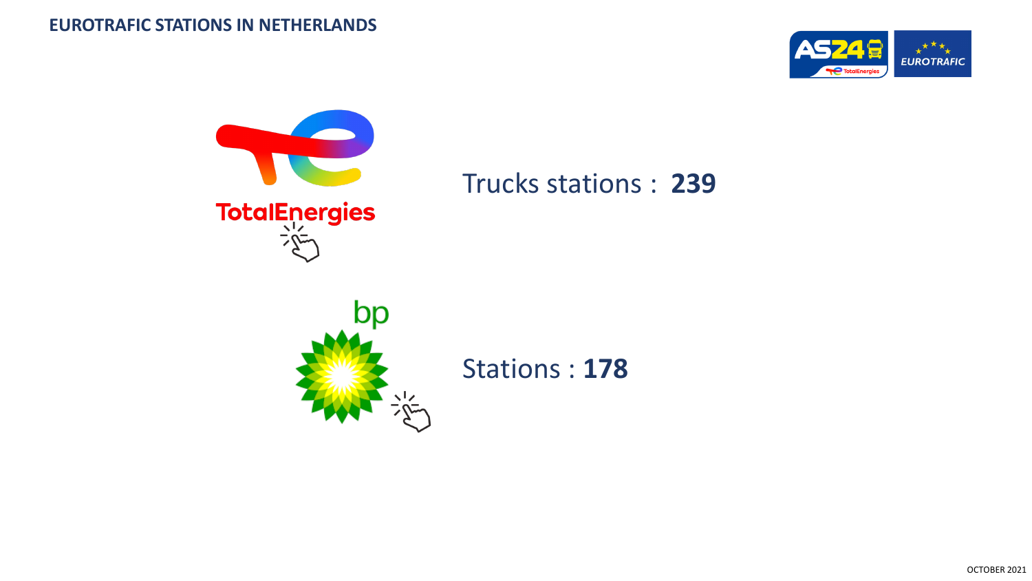# EUROTRAFIC STATIONS IN NETHERLANDS

TotalEnergies

Trucks stations : **239**

bp

Stations : **178**

OCTOBER 2021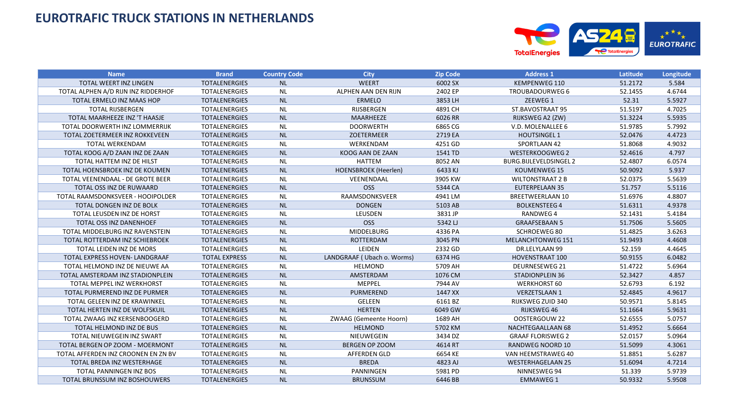# EUROTRAFIC TRUCK STATIONS IN NETHERLANDS

| Name | Brand | Country Code | City | Zip Code | Address 1 | Latitude | Longitude |
|---|---|---|---|---|---|---|---|
| TOTAL WEERT INZ LINGEN | TOTALENERGIES | NL | WEERT | 6002 SX | KEMPENWEG 110 | 51.2172 | 5.584 |
| TOTAL ALPHEN A/D RIJN INZ RIDDERHOF | TOTALENERGIES | NL | ALPHEN AAN DEN RIJN | 2402 EP | TROUBADOURWEG 6 | 52.1455 | 4.6744 |
| TOTAL ERMELO INZ MAAS HOP | TOTALENERGIES | NL | ERMELO | 3853 LH | ZEEWEG 1 | 52.31 | 5.5927 |
| TOTAL RIJSBERGEN | TOTALENERGIES | NL | RIJSBERGEN | 4891 CH | ST.BAVOSTRAAT 95 | 51.5197 | 4.7025 |
| TOTAL MAARHEEZE INZ 'T HAASJE | TOTALENERGIES | NL | MAARHEEZE | 6026 RR | RIJKSWEG A2 (ZW) | 51.3224 | 5.5935 |
| TOTAL DOORWERTH INZ LOMMERRIJK | TOTALENERGIES | NL | DOORWERTH | 6865 CG | V.D. MOLENALLEE 6 | 51.9785 | 5.7992 |
| TOTAL ZOETERMEER INZ ROKKEVEEN | TOTALENERGIES | NL | ZOETERMEER | 2719 EA | HOUTSINGEL 1 | 52.0476 | 4.4723 |
| TOTAL WERKENDAM | TOTALENERGIES | NL | WERKENDAM | 4251 GD | SPORTLAAN 42 | 51.8068 | 4.9032 |
| TOTAL KOOG A/D ZAAN INZ DE ZAAN | TOTALENERGIES | NL | KOOG AAN DE ZAAN | 1541 TD | WESTERKOOGWEG 2 | 52.4616 | 4.797 |
| TOTAL HATTEM INZ DE HILST | TOTALENERGIES | NL | HATTEM | 8052 AN | BURG.BIJLEVELDSINGEL 2 | 52.4807 | 6.0574 |
| TOTAL HOENSBROEK INZ DE KOUMEN | TOTALENERGIES | NL | HOENSBROEK (Heerlen) | 6433 KJ | KOUMENWEG 15 | 50.9092 | 5.937 |
| TOTAL VEENENDAAL - DE GROTE BEER | TOTALENERGIES | NL | VEENENDAAL | 3905 KW | WILTONSTRAAT 2 B | 52.0375 | 5.5639 |
| TOTAL OSS INZ DE RUWAARD | TOTALENERGIES | NL | OSS | 5344 CA | EUTERPELAAN 35 | 51.757 | 5.5116 |
| TOTAL RAAMSDONKSVEER - HOOIPOLDER | TOTALENERGIES | NL | RAAMSDONKSVEER | 4941 LM | BREETWEERLAAN 10 | 51.6976 | 4.8807 |
| TOTAL DONGEN INZ DE BOLK | TOTALENERGIES | NL | DONGEN | 5103 AB | BOLKENSTEEG 4 | 51.6311 | 4.9378 |
| TOTAL LEUSDEN INZ DE HORST | TOTALENERGIES | NL | LEUSDEN | 3831 JP | RANDWEG 4 | 52.1431 | 5.4184 |
| TOTAL OSS INZ DANENHOEF | TOTALENERGIES | NL | OSS | 5342 LJ | GRAAFSEBAAN 5 | 51.7506 | 5.5605 |
| TOTAL MIDDELBURG INZ RAVENSTEIN | TOTALENERGIES | NL | MIDDELBURG | 4336 PA | SCHROEWEG 80 | 51.4825 | 3.6263 |
| TOTAL ROTTERDAM INZ SCHIEBROEK | TOTALENERGIES | NL | ROTTERDAM | 3045 PN | MELANCHTONWEG 151 | 51.9493 | 4.4608 |
| TOTAL LEIDEN INZ DE MORS | TOTALENERGIES | NL | LEIDEN | 2332 GD | DR.LELYLAAN 99 | 52.159 | 4.4645 |
| TOTAL EXPRESS HOVEN- LANDGRAAF | TOTAL EXPRESS | NL | LANDGRAAF ( Ubach o. Worms) | 6374 HG | HOVENSTRAAT 100 | 50.9155 | 6.0482 |
| TOTAL HELMOND INZ DE NIEUWE AA | TOTALENERGIES | NL | HELMOND | 5709 AH | DEURNESEWEG 21 | 51.4722 | 5.6964 |
| TOTAL AMSTERDAM INZ STADIONPLEIN | TOTALENERGIES | NL | AMSTERDAM | 1076 CM | STADIONPLEIN 36 | 52.3427 | 4.857 |
| TOTAL MEPPEL INZ WERKHORST | TOTALENERGIES | NL | MEPPEL | 7944 AV | WERKHORST 60 | 52.6793 | 6.192 |
| TOTAL PURMEREND INZ DE PURMER | TOTALENERGIES | NL | PURMEREND | 1447 XX | VERZETSLAAN 1 | 52.4845 | 4.9617 |
| TOTAL GELEEN INZ DE KRAWINKEL | TOTALENERGIES | NL | GELEEN | 6161 BZ | RIJKSWEG ZUID 340 | 50.9571 | 5.8145 |
| TOTAL HERTEN INZ DE WOLFSKUIL | TOTALENERGIES | NL | HERTEN | 6049 GW | RIJKSWEG 46 | 51.1664 | 5.9631 |
| TOTAL ZWAAG INZ KERSENBOOGERD | TOTALENERGIES | NL | ZWAAG (Gemeente Hoorn) | 1689 AH | OOSTERGOUW 22 | 52.6555 | 5.0757 |
| TOTAL HELMOND INZ DE BUS | TOTALENERGIES | NL | HELMOND | 5702 KM | NACHTEGAALLAAN 68 | 51.4952 | 5.6664 |
| TOTAL NIEUWEGEIN INZ SWART | TOTALENERGIES | NL | NIEUWEGEIN | 3434 DZ | GRAAF FLORISWEG 2 | 52.0157 | 5.0964 |
| TOTAL BERGEN OP ZOOM - MOERMONT | TOTALENERGIES | NL | BERGEN OP ZOOM | 4614 RT | RANDWEG NOORD 10 | 51.5099 | 4.3061 |
| TOTAL AFFERDEN INZ CROONEN EN ZN BV | TOTALENERGIES | NL | AFFERDEN GLD | 6654 KE | VAN HEEMSTRAWEG 40 | 51.8851 | 5.6287 |
| TOTAL BREDA INZ WESTERHAGE | TOTALENERGIES | NL | BREDA | 4823 AJ | WESTERHAGELAAN 25 | 51.6094 | 4.7214 |
| TOTAL PANNINGEN INZ BOS | TOTALENERGIES | NL | PANNINGEN | 5981 PD | NINNESWEG 94 | 51.339 | 5.9739 |
| TOTAL BRUNSSUM INZ BOSHOUWERS | TOTALENERGIES | NL | BRUNSSUM | 6446 BB | EMMAWEG 1 | 50.9332 | 5.9508 |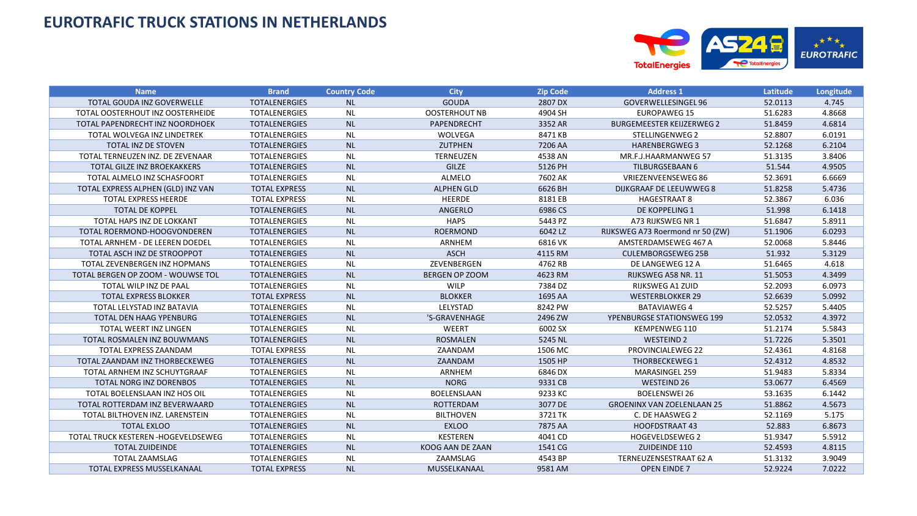# EUROTRAFIC TRUCK STATIONS IN NETHERLANDS

| Name | Brand | Country Code | City | Zip Code | Address 1 | Latitude | Longitude |
|---|---|---|---|---|---|---|---|
| TOTAL GOUDA INZ GOVERWELLE | TOTALENERGIES | NL | GOUDA | 2807 DX | GOVERWELLESINGEL 96 | 52.0113 | 4.745 |
| TOTAL OOSTERHOUT INZ OOSTERHEIDE | TOTALENERGIES | NL | OOSTERHOUT NB | 4904 SH | EUROPAWEG 15 | 51.6283 | 4.8668 |
| TOTAL PAPENDRECHT INZ NOORDHOEK | TOTALENERGIES | NL | PAPENDRECHT | 3352 AR | BURGEMEESTER KEIJZERWEG 2 | 51.8459 | 4.6814 |
| TOTAL WOLVEGA INZ LINDETREK | TOTALENERGIES | NL | WOLVEGA | 8471 KB | STELLINGENWEG 2 | 52.8807 | 6.0191 |
| TOTAL INZ DE STOVEN | TOTALENERGIES | NL | ZUTPHEN | 7206 AA | HARENBERGWEG 3 | 52.1268 | 6.2104 |
| TOTAL TERNEUZEN INZ. DE ZEVENAAR | TOTALENERGIES | NL | TERNEUZEN | 4538 AN | MR.F.J.HAARMANWEG 57 | 51.3135 | 3.8406 |
| TOTAL GILZE INZ BROEKAKKERS | TOTALENERGIES | NL | GILZE | 5126 PH | TILBURGSEBAAN 6 | 51.544 | 4.9505 |
| TOTAL ALMELO INZ SCHASFOORT | TOTALENERGIES | NL | ALMELO | 7602 AK | VRIEZENVEENSEWEG 86 | 52.3691 | 6.6669 |
| TOTAL EXPRESS ALPHEN (GLD) INZ VAN | TOTAL EXPRESS | NL | ALPHEN GLD | 6626 BH | DIJKGRAAF DE LEEUWWEG 8 | 51.8258 | 5.4736 |
| TOTAL EXPRESS HEERDE | TOTAL EXPRESS | NL | HEERDE | 8181 EB | HAGESTRAAT 8 | 52.3867 | 6.036 |
| TOTAL DE KOPPEL | TOTALENERGIES | NL | ANGERLO | 6986 CS | DE KOPPELING 1 | 51.998 | 6.1418 |
| TOTAL HAPS INZ DE LOKKANT | TOTALENERGIES | NL | HAPS | 5443 PZ | A73 RIJKSWEG NR 1 | 51.6847 | 5.8911 |
| TOTAL ROERMOND-HOOGVONDEREN | TOTALENERGIES | NL | ROERMOND | 6042 LZ | RIJKSWEG A73 Roermond nr 50 (ZW) | 51.1906 | 6.0293 |
| TOTAL ARNHEM - DE LEEREN DOEDEL | TOTALENERGIES | NL | ARNHEM | 6816 VK | AMSTERDAMSEWEG 467 A | 52.0068 | 5.8446 |
| TOTAL ASCH INZ DE STROOPPOT | TOTALENERGIES | NL | ASCH | 4115 RM | CULEMBORGSEWEG 25B | 51.932 | 5.3129 |
| TOTAL ZEVENBERGEN INZ HOPMANS | TOTALENERGIES | NL | ZEVENBERGEN | 4762 RB | DE LANGEWEG 12 A | 51.6465 | 4.618 |
| TOTAL BERGEN OP ZOOM - WOUWSE TOL | TOTALENERGIES | NL | BERGEN OP ZOOM | 4623 RM | RIJKSWEG A58 NR. 11 | 51.5053 | 4.3499 |
| TOTAL WILP INZ DE PAAL | TOTALENERGIES | NL | WILP | 7384 DZ | RIJKSWEG A1 ZUID | 52.2093 | 6.0973 |
| TOTAL EXPRESS BLOKKER | TOTAL EXPRESS | NL | BLOKKER | 1695 AA | WESTERBLOKKER 29 | 52.6639 | 5.0992 |
| TOTAL LELYSTAD INZ BATAVIA | TOTALENERGIES | NL | LELYSTAD | 8242 PW | BATAVIAWEG 4 | 52.5257 | 5.4405 |
| TOTAL DEN HAAG YPENBURG | TOTALENERGIES | NL | 'S-GRAVENHAGE | 2496 ZW | YPENBURGSE STATIONSWEG 199 | 52.0532 | 4.3972 |
| TOTAL WEERT INZ LINGEN | TOTALENERGIES | NL | WEERT | 6002 SX | KEMPENWEG 110 | 51.2174 | 5.5843 |
| TOTAL ROSMALEN INZ BOUWMANS | TOTALENERGIES | NL | ROSMALEN | 5245 NL | WESTEIND 2 | 51.7226 | 5.3501 |
| TOTAL EXPRESS ZAANDAM | TOTAL EXPRESS | NL | ZAANDAM | 1506 MC | PROVINCIALEWEG 22 | 52.4361 | 4.8168 |
| TOTAL ZAANDAM INZ THORBECKEWEG | TOTALENERGIES | NL | ZAANDAM | 1505 HP | THORBECKEWEG 1 | 52.4312 | 4.8532 |
| TOTAL ARNHEM INZ SCHUYTGRAAF | TOTALENERGIES | NL | ARNHEM | 6846 DX | MARASINGEL 259 | 51.9483 | 5.8334 |
| TOTAL NORG INZ DORENBOS | TOTALENERGIES | NL | NORG | 9331 CB | WESTEIND 26 | 53.0677 | 6.4569 |
| TOTAL BOELENSLAAN INZ HOS OIL | TOTALENERGIES | NL | BOELENSLAAN | 9233 KC | BOELENSWEI 26 | 53.1635 | 6.1442 |
| TOTAL ROTTERDAM INZ BEVERWAARD | TOTALENERGIES | NL | ROTTERDAM | 3077 DE | GROENINX VAN ZOELENLAAN 25 | 51.8862 | 4.5673 |
| TOTAL BILTHOVEN INZ. LARENSTEIN | TOTALENERGIES | NL | BILTHOVEN | 3721 TK | C. DE HAASWEG 2 | 52.1169 | 5.175 |
| TOTAL EXLOO | TOTALENERGIES | NL | EXLOO | 7875 AA | HOOFDSTRAAT 43 | 52.883 | 6.8673 |
| TOTAL TRUCK KESTEREN -HOGEVELDSEWEG | TOTALENERGIES | NL | KESTEREN | 4041 CD | HOGEVELDSEWEG 2 | 51.9347 | 5.5912 |
| TOTAL ZUIDEINDE | TOTALENERGIES | NL | KOOG AAN DE ZAAN | 1541 CG | ZUIDEINDE 110 | 52.4593 | 4.8115 |
| TOTAL ZAAMSLAG | TOTALENERGIES | NL | ZAAMSLAG | 4543 BP | TERNEUZENSESTRAAT 62 A | 51.3132 | 3.9049 |
| TOTAL EXPRESS MUSSELKANAAL | TOTAL EXPRESS | NL | MUSSELKANAAL | 9581 AM | OPEN EINDE 7 | 52.9224 | 7.0222 |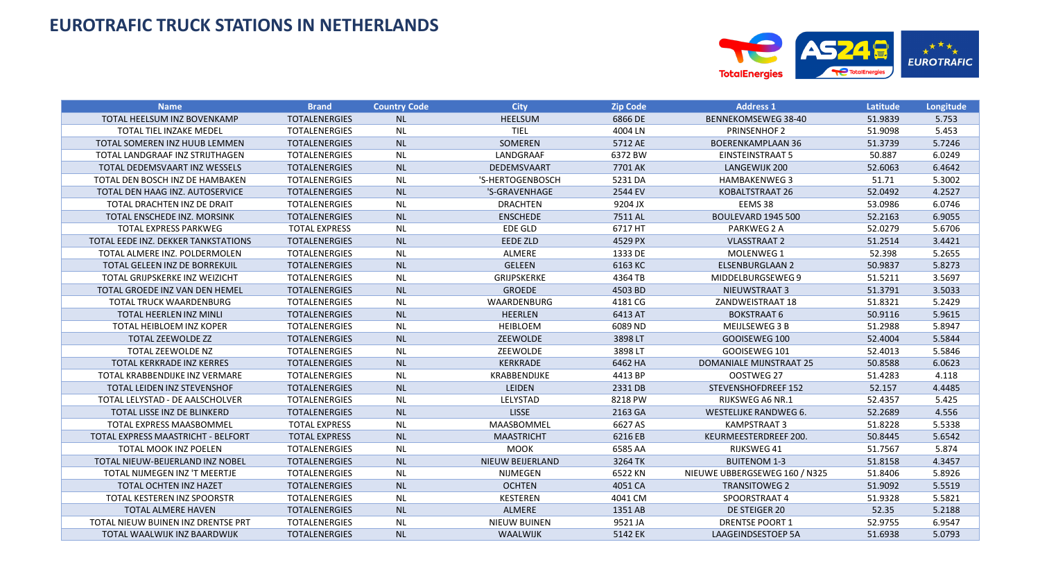# EUROTRAFIC TRUCK STATIONS IN NETHERLANDS

| Name | Brand | Country Code | City | Zip Code | Address 1 | Latitude | Longitude |
|---|---|---|---|---|---|---|---|
| TOTAL HEELSUM INZ BOVENKAMP | TOTALENERGIES | NL | HEELSUM | 6866 DE | BENNEKOMSEWEG 38-40 | 51.9839 | 5.753 |
| TOTAL TIEL INZAKE MEDEL | TOTALENERGIES | NL | TIEL | 4004 LN | PRINSENHOF 2 | 51.9098 | 5.453 |
| TOTAL SOMEREN INZ HUUB LEMMEN | TOTALENERGIES | NL | SOMEREN | 5712 AE | BOERENKAMPLAAN 36 | 51.3739 | 5.7246 |
| TOTAL LANDGRAAF INZ STRIJTHAGEN | TOTALENERGIES | NL | LANDGRAAF | 6372 BW | EINSTEINSTRAAT 5 | 50.887 | 6.0249 |
| TOTAL DEDEMSVAART INZ WESSELS | TOTALENERGIES | NL | DEDEMSVAART | 7701 AK | LANGEWIJK 200 | 52.6063 | 6.4642 |
| TOTAL DEN BOSCH INZ DE HAMBAKEN | TOTALENERGIES | NL | 'S-HERTOGENBOSCH | 5231 DA | HAMBAKENWEG 3 | 51.71 | 5.3002 |
| TOTAL DEN HAAG INZ. AUTOSERVICE | TOTALENERGIES | NL | 'S-GRAVENHAGE | 2544 EV | KOBALTSTRAAT 26 | 52.0492 | 4.2527 |
| TOTAL DRACHTEN INZ DE DRAIT | TOTALENERGIES | NL | DRACHTEN | 9204 JX | EEMS 38 | 53.0986 | 6.0746 |
| TOTAL ENSCHEDE INZ. MORSINK | TOTALENERGIES | NL | ENSCHEDE | 7511 AL | BOULEVARD 1945 500 | 52.2163 | 6.9055 |
| TOTAL EXPRESS PARKWEG | TOTAL EXPRESS | NL | EDE GLD | 6717 HT | PARKWEG 2 A | 52.0279 | 5.6706 |
| TOTAL EEDE INZ. DEKKER TANKSTATIONS | TOTALENERGIES | NL | EEDE ZLD | 4529 PX | VLASSTRAAT 2 | 51.2514 | 3.4421 |
| TOTAL ALMERE INZ. POLDERMOLEN | TOTALENERGIES | NL | ALMERE | 1333 DE | MOLENWEG 1 | 52.398 | 5.2655 |
| TOTAL GELEEN INZ DE BORREKUIL | TOTALENERGIES | NL | GELEEN | 6163 KC | ELSENBURGLAAN 2 | 50.9837 | 5.8273 |
| TOTAL GRIJPSKERKE INZ WEIZICHT | TOTALENERGIES | NL | GRIJPSKERKE | 4364 TB | MIDDELBURGSEWEG 9 | 51.5211 | 3.5697 |
| TOTAL GROEDE INZ VAN DEN HEMEL | TOTALENERGIES | NL | GROEDE | 4503 BD | NIEUWSTRAAT 3 | 51.3791 | 3.5033 |
| TOTAL TRUCK WAARDENBURG | TOTALENERGIES | NL | WAARDENBURG | 4181 CG | ZANDWEISTRAAT 18 | 51.8321 | 5.2429 |
| TOTAL HEERLEN INZ MINLI | TOTALENERGIES | NL | HEERLEN | 6413 AT | BOKSTRAAT 6 | 50.9116 | 5.9615 |
| TOTAL HEIBLOEM INZ KOPER | TOTALENERGIES | NL | HEIBLOEM | 6089 ND | MEIJLSEWEG 3 B | 51.2988 | 5.8947 |
| TOTAL ZEEWOLDE ZZ | TOTALENERGIES | NL | ZEEWOLDE | 3898 LT | GOOISEWEG 100 | 52.4004 | 5.5844 |
| TOTAL ZEEWOLDE NZ | TOTALENERGIES | NL | ZEEWOLDE | 3898 LT | GOOISEWEG 101 | 52.4013 | 5.5846 |
| TOTAL KERKRADE INZ KERRES | TOTALENERGIES | NL | KERKRADE | 6462 HA | DOMANIALE MIJNSTRAAT 25 | 50.8588 | 6.0623 |
| TOTAL KRABBENDIJKE INZ VERMARE | TOTALENERGIES | NL | KRABBENDIJKE | 4413 BP | OOSTWEG 27 | 51.4283 | 4.118 |
| TOTAL LEIDEN INZ STEVENSHOF | TOTALENERGIES | NL | LEIDEN | 2331 DB | STEVENSHOFDREEF 152 | 52.157 | 4.4485 |
| TOTAL LELYSTAD - DE AALSCHOLVER | TOTALENERGIES | NL | LELYSTAD | 8218 PW | RIJKSWEG A6 NR.1 | 52.4357 | 5.425 |
| TOTAL LISSE INZ DE BLINKERD | TOTALENERGIES | NL | LISSE | 2163 GA | WESTELIJKE RANDWEG 6. | 52.2689 | 4.556 |
| TOTAL EXPRESS MAASBOMMEL | TOTAL EXPRESS | NL | MAASBOMMEL | 6627 AS | KAMPSTRAAT 3 | 51.8228 | 5.5338 |
| TOTAL EXPRESS MAASTRICHT - BELFORT | TOTAL EXPRESS | NL | MAASTRICHT | 6216 EB | KEURMEESTERDREEF 200. | 50.8445 | 5.6542 |
| TOTAL MOOK INZ POELEN | TOTALENERGIES | NL | MOOK | 6585 AA | RIJKSWEG 41 | 51.7567 | 5.874 |
| TOTAL NIEUW-BEIJERLAND INZ NOBEL | TOTALENERGIES | NL | NIEUW BEIJERLAND | 3264 TK | BUITENOM 1-3 | 51.8158 | 4.3457 |
| TOTAL NIJMEGEN INZ 'T MEERTJE | TOTALENERGIES | NL | NIJMEGEN | 6522 KN | NIEUWE UBBERGSEWEG 160 / N325 | 51.8406 | 5.8926 |
| TOTAL OCHTEN INZ HAZET | TOTALENERGIES | NL | OCHTEN | 4051 CA | TRANSITOWEG 2 | 51.9092 | 5.5519 |
| TOTAL KESTEREN INZ SPOORSTR | TOTALENERGIES | NL | KESTEREN | 4041 CM | SPOORSTRAAT 4 | 51.9328 | 5.5821 |
| TOTAL ALMERE HAVEN | TOTALENERGIES | NL | ALMERE | 1351 AB | DE STEIGER 20 | 52.35 | 5.2188 |
| TOTAL NIEUW BUINEN INZ DRENTSE PRT | TOTALENERGIES | NL | NIEUW BUINEN | 9521 JA | DRENTSE POORT 1 | 52.9755 | 6.9547 |
| TOTAL WAALWIJK INZ BAARDWIJK | TOTALENERGIES | NL | WAALWIJK | 5142 EK | LAAGEINDSESTOEP 5A | 51.6938 | 5.0793 |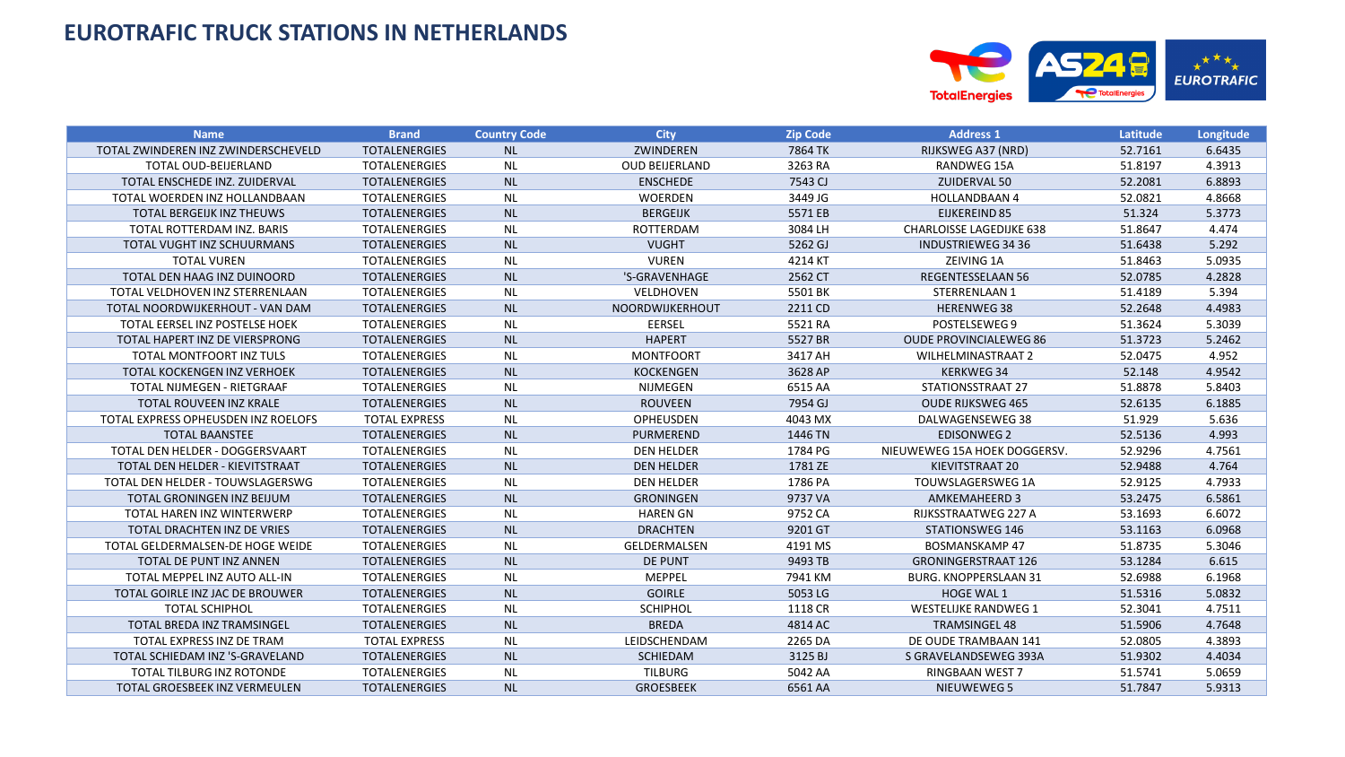# EUROTRAFIC TRUCK STATIONS IN NETHERLANDS

| Name | Brand | Country Code | City | Zip Code | Address 1 | Latitude | Longitude |
|---|---|---|---|---|---|---|---|
| TOTAL ZWINDEREN INZ ZWINDERSCHEVELD | TOTALENERGIES | NL | ZWINDEREN | 7864 TK | RIJKSWEG A37 (NRD) | 52.7161 | 6.6435 |
| TOTAL OUD-BEIJERLAND | TOTALENERGIES | NL | OUD BEIJERLAND | 3263 RA | RANDWEG 15A | 51.8197 | 4.3913 |
| TOTAL ENSCHEDE INZ. ZUIDERVAL | TOTALENERGIES | NL | ENSCHEDE | 7543 CJ | ZUIDERVAL 50 | 52.2081 | 6.8893 |
| TOTAL WOERDEN INZ HOLLANDBAAN | TOTALENERGIES | NL | WOERDEN | 3449 JG | HOLLANDBAAN 4 | 52.0821 | 4.8668 |
| TOTAL BERGEIJK INZ THEUWS | TOTALENERGIES | NL | BERGEIJK | 5571 EB | EIJKEREIND 85 | 51.324 | 5.3773 |
| TOTAL ROTTERDAM INZ. BARIS | TOTALENERGIES | NL | ROTTERDAM | 3084 LH | CHARLOISSE LAGEDIJKE 638 | 51.8647 | 4.474 |
| TOTAL VUGHT INZ SCHUURMANS | TOTALENERGIES | NL | VUGHT | 5262 GJ | INDUSTRIEWEG 34 36 | 51.6438 | 5.292 |
| TOTAL VUREN | TOTALENERGIES | NL | VUREN | 4214 KT | ZEIVING 1A | 51.8463 | 5.0935 |
| TOTAL DEN HAAG INZ DUINOORD | TOTALENERGIES | NL | 'S-GRAVENHAGE | 2562 CT | REGENTESSELAAN 56 | 52.0785 | 4.2828 |
| TOTAL VELDHOVEN INZ STERRENLAAN | TOTALENERGIES | NL | VELDHOVEN | 5501 BK | STERRENLAAN 1 | 51.4189 | 5.394 |
| TOTAL NOORDWIJKERHOUT - VAN DAM | TOTALENERGIES | NL | NOORDWIJKERHOUT | 2211 CD | HERENWEG 38 | 52.2648 | 4.4983 |
| TOTAL EERSEL INZ POSTELSE HOEK | TOTALENERGIES | NL | EERSEL | 5521 RA | POSTELSEWEG 9 | 51.3624 | 5.3039 |
| TOTAL HAPERT INZ DE VIERSPRONG | TOTALENERGIES | NL | HAPERT | 5527 BR | OUDE PROVINCIALEWEG 86 | 51.3723 | 5.2462 |
| TOTAL MONTFOORT INZ TULS | TOTALENERGIES | NL | MONTFOORT | 3417 AH | WILHELMINASTRAAT 2 | 52.0475 | 4.952 |
| TOTAL KOCKENGEN INZ VERHOEK | TOTALENERGIES | NL | KOCKENGEN | 3628 AP | KERKWEG 34 | 52.148 | 4.9542 |
| TOTAL NIJMEGEN - RIETGRAAF | TOTALENERGIES | NL | NIJMEGEN | 6515 AA | STATIONSSTRAAT 27 | 51.8878 | 5.8403 |
| TOTAL ROUVEEN INZ KRALE | TOTALENERGIES | NL | ROUVEEN | 7954 GJ | OUDE RIJKSWEG 465 | 52.6135 | 6.1885 |
| TOTAL EXPRESS OPHEUSDEN INZ ROELOFS | TOTAL EXPRESS | NL | OPHEUSDEN | 4043 MX | DALWAGENSEWEG 38 | 51.929 | 5.636 |
| TOTAL BAANSTEE | TOTALENERGIES | NL | PURMEREND | 1446 TN | EDISONWEG 2 | 52.5136 | 4.993 |
| TOTAL DEN HELDER - DOGGERSVAART | TOTALENERGIES | NL | DEN HELDER | 1784 PG | NIEUWEWEG 15A HOEK DOGGERSV. | 52.9296 | 4.7561 |
| TOTAL DEN HELDER - KIEVITSTRAAT | TOTALENERGIES | NL | DEN HELDER | 1781 ZE | KIEVITSTRAAT 20 | 52.9488 | 4.764 |
| TOTAL DEN HELDER - TOUWSLAGERSWG | TOTALENERGIES | NL | DEN HELDER | 1786 PA | TOUWSLAGERSWEG 1A | 52.9125 | 4.7933 |
| TOTAL GRONINGEN INZ BEIJUM | TOTALENERGIES | NL | GRONINGEN | 9737 VA | AMKEMAHEERD 3 | 53.2475 | 6.5861 |
| TOTAL HAREN INZ WINTERWERP | TOTALENERGIES | NL | HAREN GN | 9752 CA | RIJKSSTRAATWEG 227 A | 53.1693 | 6.6072 |
| TOTAL DRACHTEN INZ DE VRIES | TOTALENERGIES | NL | DRACHTEN | 9201 GT | STATIONSWEG 146 | 53.1163 | 6.0968 |
| TOTAL GELDERMALSEN-DE HOGE WEIDE | TOTALENERGIES | NL | GELDERMALSEN | 4191 MS | BOSMANSKAMP 47 | 51.8735 | 5.3046 |
| TOTAL DE PUNT INZ ANNEN | TOTALENERGIES | NL | DE PUNT | 9493 TB | GRONINGERSTRAAT 126 | 53.1284 | 6.615 |
| TOTAL MEPPEL INZ AUTO ALL-IN | TOTALENERGIES | NL | MEPPEL | 7941 KM | BURG. KNOPPERSLAAN 31 | 52.6988 | 6.1968 |
| TOTAL GOIRLE INZ JAC DE BROUWER | TOTALENERGIES | NL | GOIRLE | 5053 LG | HOGE WAL 1 | 51.5316 | 5.0832 |
| TOTAL SCHIPHOL | TOTALENERGIES | NL | SCHIPHOL | 1118 CR | WESTELIJKE RANDWEG 1 | 52.3041 | 4.7511 |
| TOTAL BREDA INZ TRAMSINGEL | TOTALENERGIES | NL | BREDA | 4814 AC | TRAMSINGEL 48 | 51.5906 | 4.7648 |
| TOTAL EXPRESS INZ DE TRAM | TOTAL EXPRESS | NL | LEIDSCHENDAM | 2265 DA | DE OUDE TRAMBAAN 141 | 52.0805 | 4.3893 |
| TOTAL SCHIEDAM INZ 'S-GRAVELAND | TOTALENERGIES | NL | SCHIEDAM | 3125 BJ | S GRAVELANDSEWEG 393A | 51.9302 | 4.4034 |
| TOTAL TILBURG INZ ROTONDE | TOTALENERGIES | NL | TILBURG | 5042 AA | RINGBAAN WEST 7 | 51.5741 | 5.0659 |
| TOTAL GROESBEEK INZ VERMEULEN | TOTALENERGIES | NL | GROESBEEK | 6561 AA | NIEUWEWEG 5 | 51.7847 | 5.9313 |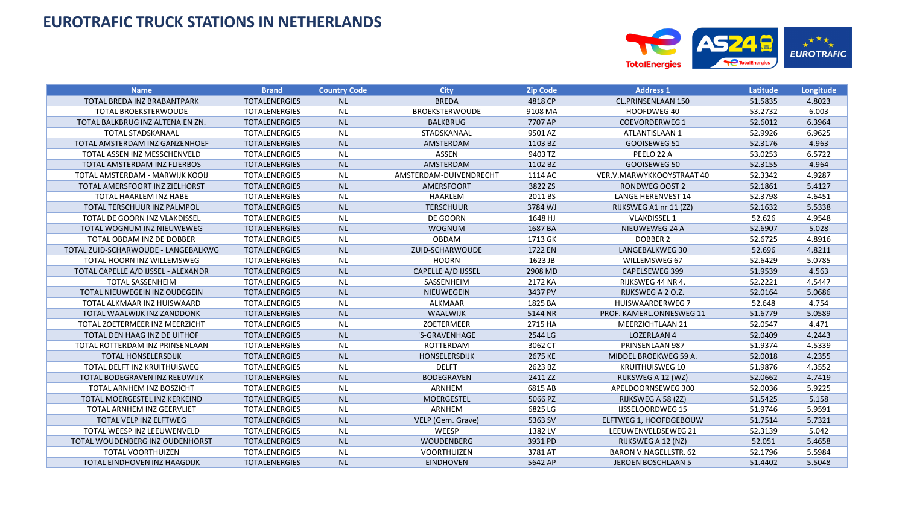# EUROTRAFIC TRUCK STATIONS IN NETHERLANDS

| Name | Brand | Country Code | City | Zip Code | Address 1 | Latitude | Longitude |
|---|---|---|---|---|---|---|---|
| TOTAL BREDA INZ BRABANTPARK | TOTALENERGIES | NL | BREDA | 4818 CP | CL.PRINSENLAAN 150 | 51.5835 | 4.8023 |
| TOTAL BROEKSTERWOUDE | TOTALENERGIES | NL | BROEKSTERWOUDE | 9108 MA | HOOFDWEG 40 | 53.2732 | 6.003 |
| TOTAL BALKBRUG INZ ALTENA EN ZN. | TOTALENERGIES | NL | BALKBRUG | 7707 AP | COEVORDERWEG 1 | 52.6012 | 6.3964 |
| TOTAL STADSKANAAL | TOTALENERGIES | NL | STADSKANAAL | 9501 AZ | ATLANTISLAAN 1 | 52.9926 | 6.9625 |
| TOTAL AMSTERDAM INZ GANZENHOEF | TOTALENERGIES | NL | AMSTERDAM | 1103 BZ | GOOISEWEG 51 | 52.3176 | 4.963 |
| TOTAL ASSEN INZ MESSCHENVELD | TOTALENERGIES | NL | ASSEN | 9403 TZ | PEELO 22 A | 53.0253 | 6.5722 |
| TOTAL AMSTERDAM INZ FLIERBOS | TOTALENERGIES | NL | AMSTERDAM | 1102 BZ | GOOISEWEG 50 | 52.3155 | 4.964 |
| TOTAL AMSTERDAM - MARWIJK KOOIJ | TOTALENERGIES | NL | AMSTERDAM-DUIVENDRECHT | 1114 AC | VER.V.MARWYKKOOYSTRAAT 40 | 52.3342 | 4.9287 |
| TOTAL AMERSFOORT INZ ZIELHORST | TOTALENERGIES | NL | AMERSFOORT | 3822 ZS | RONDWEG OOST 2 | 52.1861 | 5.4127 |
| TOTAL HAARLEM INZ HABE | TOTALENERGIES | NL | HAARLEM | 2011 BS | LANGE HERENVEST 14 | 52.3798 | 4.6451 |
| TOTAL TERSCHUUR INZ PALMPOL | TOTALENERGIES | NL | TERSCHUUR | 3784 WJ | RIJKSWEG A1 nr 11 (ZZ) | 52.1632 | 5.5338 |
| TOTAL DE GOORN INZ VLAKDISSEL | TOTALENERGIES | NL | DE GOORN | 1648 HJ | VLAKDISSEL 1 | 52.626 | 4.9548 |
| TOTAL WOGNUM INZ NIEUWEWEG | TOTALENERGIES | NL | WOGNUM | 1687 BA | NIEUWEWEG 24 A | 52.6907 | 5.028 |
| TOTAL OBDAM INZ DE DOBBER | TOTALENERGIES | NL | OBDAM | 1713 GK | DOBBER 2 | 52.6725 | 4.8916 |
| TOTAL ZUID-SCHARWOUDE - LANGEBALKWG | TOTALENERGIES | NL | ZUID-SCHARWOUDE | 1722 EN | LANGEBALKWEG 30 | 52.696 | 4.8211 |
| TOTAL HOORN INZ WILLEMSWEG | TOTALENERGIES | NL | HOORN | 1623 JB | WILLEMSWEG 67 | 52.6429 | 5.0785 |
| TOTAL CAPELLE A/D IJSSEL - ALEXANDR | TOTALENERGIES | NL | CAPELLE A/D IJSSEL | 2908 MD | CAPELSEWEG 399 | 51.9539 | 4.563 |
| TOTAL SASSENHEIM | TOTALENERGIES | NL | SASSENHEIM | 2172 KA | RIJKSWEG 44 NR 4. | 52.2221 | 4.5447 |
| TOTAL NIEUWEGEIN INZ OUDEGEIN | TOTALENERGIES | NL | NIEUWEGEIN | 3437 PV | RIJKSWEG A 2 O.Z. | 52.0164 | 5.0686 |
| TOTAL ALKMAAR INZ HUISWAARD | TOTALENERGIES | NL | ALKMAAR | 1825 BA | HUISWAARDERWEG 7 | 52.648 | 4.754 |
| TOTAL WAALWIJK INZ ZANDDONK | TOTALENERGIES | NL | WAALWIJK | 5144 NR | PROF. KAMERL.ONNESWEG 11 | 51.6779 | 5.0589 |
| TOTAL ZOETERMEER INZ MEERZICHT | TOTALENERGIES | NL | ZOETERMEER | 2715 HA | MEERZICHTLAAN 21 | 52.0547 | 4.471 |
| TOTAL DEN HAAG INZ DE UITHOF | TOTALENERGIES | NL | 'S-GRAVENHAGE | 2544 LG | LOZERLAAN 4 | 52.0409 | 4.2443 |
| TOTAL ROTTERDAM INZ PRINSENLAAN | TOTALENERGIES | NL | ROTTERDAM | 3062 CT | PRINSENLAAN 987 | 51.9374 | 4.5339 |
| TOTAL HONSELERSDIJK | TOTALENERGIES | NL | HONSELERSDIJK | 2675 KE | MIDDEL BROEKWEG 59 A. | 52.0018 | 4.2355 |
| TOTAL DELFT INZ KRUITHUISWEG | TOTALENERGIES | NL | DELFT | 2623 BZ | KRUITHUISWEG 10 | 51.9876 | 4.3552 |
| TOTAL BODEGRAVEN INZ REEUWIJK | TOTALENERGIES | NL | BODEGRAVEN | 2411 ZZ | RIJKSWEG A 12 (WZ) | 52.0662 | 4.7419 |
| TOTAL ARNHEM INZ BOSZICHT | TOTALENERGIES | NL | ARNHEM | 6815 AB | APELDOORNSEWEG 300 | 52.0036 | 5.9225 |
| TOTAL MOERGESTEL INZ KERKEIND | TOTALENERGIES | NL | MOERGESTEL | 5066 PZ | RIJKSWEG A 58 (ZZ) | 51.5425 | 5.158 |
| TOTAL ARNHEM INZ GEERVLIET | TOTALENERGIES | NL | ARNHEM | 6825 LG | IJSSELOORDWEG 15 | 51.9746 | 5.9591 |
| TOTAL VELP INZ ELFTWEG | TOTALENERGIES | NL | VELP (Gem. Grave) | 5363 SV | ELFTWEG 1, HOOFDGEBOUW | 51.7514 | 5.7321 |
| TOTAL WEESP INZ LEEUWENVELD | TOTALENERGIES | NL | WEESP | 1382 LV | LEEUWENVELDSEWEG 21 | 52.3139 | 5.042 |
| TOTAL WOUDENBERG INZ OUDENHORST | TOTALENERGIES | NL | WOUDENBERG | 3931 PD | RIJKSWEG A 12 (NZ) | 52.051 | 5.4658 |
| TOTAL VOORTHUIZEN | TOTALENERGIES | NL | VOORTHUIZEN | 3781 AT | BARON V.NAGELLSTR. 62 | 52.1796 | 5.5984 |
| TOTAL EINDHOVEN INZ HAAGDIJK | TOTALENERGIES | NL | EINDHOVEN | 5642 AP | JEROEN BOSCHLAAN 5 | 51.4402 | 5.5048 |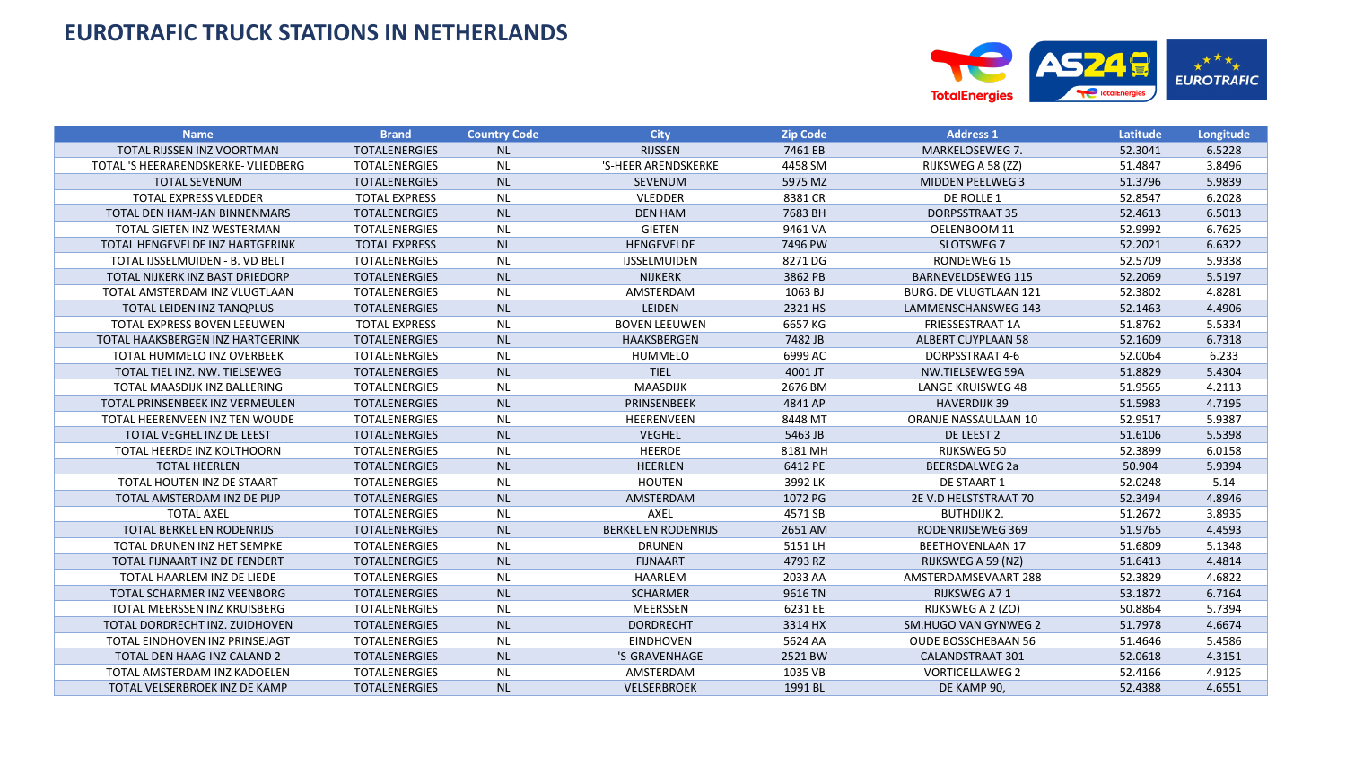# EUROTRAFIC TRUCK STATIONS IN NETHERLANDS

| Name | Brand | Country Code | City | Zip Code | Address 1 | Latitude | Longitude |
|---|---|---|---|---|---|---|---|
| TOTAL RIJSSEN INZ VOORTMAN | TOTALENERGIES | NL | RIJSSEN | 7461 EB | MARKELOSEWEG 7. | 52.3041 | 6.5228 |
| TOTAL 'S HEERARENDSKERKE- VLIEDBERG | TOTALENERGIES | NL | 'S-HEER ARENDSKERKE | 4458 SM | RIJKSWEG A 58 (ZZ) | 51.4847 | 3.8496 |
| TOTAL SEVENUM | TOTALENERGIES | NL | SEVENUM | 5975 MZ | MIDDEN PEELWEG 3 | 51.3796 | 5.9839 |
| TOTAL EXPRESS VLEDDER | TOTAL EXPRESS | NL | VLEDDER | 8381 CR | DE ROLLE 1 | 52.8547 | 6.2028 |
| TOTAL DEN HAM-JAN BINNENMARS | TOTALENERGIES | NL | DEN HAM | 7683 BH | DORPSSTRAAT 35 | 52.4613 | 6.5013 |
| TOTAL GIETEN INZ WESTERMAN | TOTALENERGIES | NL | GIETEN | 9461 VA | OELENBOOM 11 | 52.9992 | 6.7625 |
| TOTAL HENGEVELDE INZ HARTGERINK | TOTAL EXPRESS | NL | HENGEVELDE | 7496 PW | SLOTSWEG 7 | 52.2021 | 6.6322 |
| TOTAL IJSSELMUIDEN - B. VD BELT | TOTALENERGIES | NL | IJSSELMUIDEN | 8271 DG | RONDEWEG 15 | 52.5709 | 5.9338 |
| TOTAL NIJKERK INZ BAST DRIEDORP | TOTALENERGIES | NL | NIJKERK | 3862 PB | BARNEVELDSEWEG 115 | 52.2069 | 5.5197 |
| TOTAL AMSTERDAM INZ VLUGTLAAN | TOTALENERGIES | NL | AMSTERDAM | 1063 BJ | BURG. DE VLUGTLAAN 121 | 52.3802 | 4.8281 |
| TOTAL LEIDEN INZ TANQPLUS | TOTALENERGIES | NL | LEIDEN | 2321 HS | LAMMENSCHANSWEG 143 | 52.1463 | 4.4906 |
| TOTAL EXPRESS BOVEN LEEUWEN | TOTAL EXPRESS | NL | BOVEN LEEUWEN | 6657 KG | FRIESSESTRAAT 1A | 51.8762 | 5.5334 |
| TOTAL HAAKSBERGEN INZ HARTGERINK | TOTALENERGIES | NL | HAAKSBERGEN | 7482 JB | ALBERT CUYPLAAN 58 | 52.1609 | 6.7318 |
| TOTAL HUMMELO INZ OVERBEEK | TOTALENERGIES | NL | HUMMELO | 6999 AC | DORPSSTRAAT 4-6 | 52.0064 | 6.233 |
| TOTAL TIEL INZ. NW. TIELSEWEG | TOTALENERGIES | NL | TIEL | 4001 JT | NW.TIELSEWEG 59A | 51.8829 | 5.4304 |
| TOTAL MAASDIJK INZ BALLERING | TOTALENERGIES | NL | MAASDIJK | 2676 BM | LANGE KRUISWEG 48 | 51.9565 | 4.2113 |
| TOTAL PRINSENBEEK INZ VERMEULEN | TOTALENERGIES | NL | PRINSENBEEK | 4841 AP | HAVERDIJK 39 | 51.5983 | 4.7195 |
| TOTAL HEERENVEEN INZ TEN WOUDE | TOTALENERGIES | NL | HEERENVEEN | 8448 MT | ORANJE NASSAULAAN 10 | 52.9517 | 5.9387 |
| TOTAL VEGHEL INZ DE LEEST | TOTALENERGIES | NL | VEGHEL | 5463 JB | DE LEEST 2 | 51.6106 | 5.5398 |
| TOTAL HEERDE INZ KOLTHOORN | TOTALENERGIES | NL | HEERDE | 8181 MH | RIJKSWEG 50 | 52.3899 | 6.0158 |
| TOTAL HEERLEN | TOTALENERGIES | NL | HEERLEN | 6412 PE | BEERSDALWEG 2a | 50.904 | 5.9394 |
| TOTAL HOUTEN INZ DE STAART | TOTALENERGIES | NL | HOUTEN | 3992 LK | DE STAART 1 | 52.0248 | 5.14 |
| TOTAL AMSTERDAM INZ DE PIJP | TOTALENERGIES | NL | AMSTERDAM | 1072 PG | 2E V.D HELSTSTRAAT 70 | 52.3494 | 4.8946 |
| TOTAL AXEL | TOTALENERGIES | NL | AXEL | 4571 SB | BUTHDIJK 2. | 51.2672 | 3.8935 |
| TOTAL BERKEL EN RODENRIJS | TOTALENERGIES | NL | BERKEL EN RODENRIJS | 2651 AM | RODENRIJSEWEG 369 | 51.9765 | 4.4593 |
| TOTAL DRUNEN INZ HET SEMPKE | TOTALENERGIES | NL | DRUNEN | 5151 LH | BEETHOVENLAAN 17 | 51.6809 | 5.1348 |
| TOTAL FIJNAART INZ DE FENDERT | TOTALENERGIES | NL | FIJNAART | 4793 RZ | RIJKSWEG A 59 (NZ) | 51.6413 | 4.4814 |
| TOTAL HAARLEM INZ DE LIEDE | TOTALENERGIES | NL | HAARLEM | 2033 AA | AMSTERDAMSEVAART 288 | 52.3829 | 4.6822 |
| TOTAL SCHARMER INZ VEENBORG | TOTALENERGIES | NL | SCHARMER | 9616 TN | RIJKSWEG A7 1 | 53.1872 | 6.7164 |
| TOTAL MEERSSEN INZ KRUISBERG | TOTALENERGIES | NL | MEERSSEN | 6231 EE | RIJKSWEG A 2 (ZO) | 50.8864 | 5.7394 |
| TOTAL DORDRECHT INZ. ZUIDHOVEN | TOTALENERGIES | NL | DORDRECHT | 3314 HX | SM.HUGO VAN GYNWEG 2 | 51.7978 | 4.6674 |
| TOTAL EINDHOVEN INZ PRINSEJAGT | TOTALENERGIES | NL | EINDHOVEN | 5624 AA | OUDE BOSSCHEBAAN 56 | 51.4646 | 5.4586 |
| TOTAL DEN HAAG INZ CALAND 2 | TOTALENERGIES | NL | 'S-GRAVENHAGE | 2521 BW | CALANDSTRAAT 301 | 52.0618 | 4.3151 |
| TOTAL AMSTERDAM INZ KADOELEN | TOTALENERGIES | NL | AMSTERDAM | 1035 VB | VORTICELLAWEG 2 | 52.4166 | 4.9125 |
| TOTAL VELSERBROEK INZ DE KAMP | TOTALENERGIES | NL | VELSERBROEK | 1991 BL | DE KAMP 90, | 52.4388 | 4.6551 |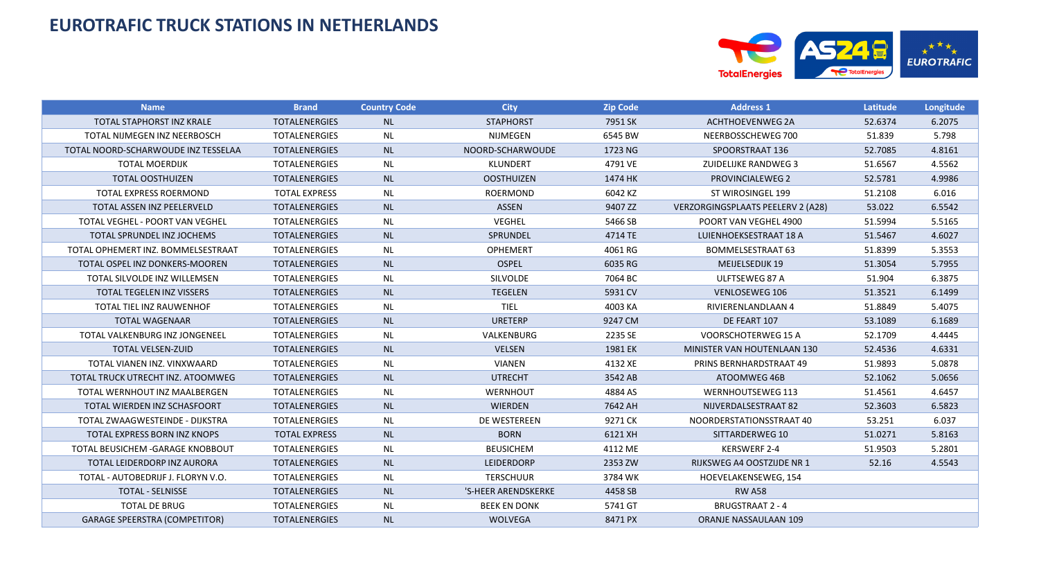# EUROTRAFIC TRUCK STATIONS IN NETHERLANDS

| Name | Brand | Country Code | City | Zip Code | Address 1 | Latitude | Longitude |
|---|---|---|---|---|---|---|---|
| TOTAL STAPHORST INZ KRALE | TOTALENERGIES | NL | STAPHORST | 7951 SK | ACHTHOEVENWEG 2A | 52.6374 | 6.2075 |
| TOTAL NIJMEGEN INZ NEERBOSCH | TOTALENERGIES | NL | NIJMEGEN | 6545 BW | NEERBOSSCHEWEG 700 | 51.839 | 5.798 |
| TOTAL NOORD-SCHARWOUDE INZ TESSELAA | TOTALENERGIES | NL | NOORD-SCHARWOUDE | 1723 NG | SPOORSTRAAT 136 | 52.7085 | 4.8161 |
| TOTAL MOERDIJK | TOTALENERGIES | NL | KLUNDERT | 4791 VE | ZUIDELIJKE RANDWEG 3 | 51.6567 | 4.5562 |
| TOTAL OOSTHUIZEN | TOTALENERGIES | NL | OOSTHUIZEN | 1474 HK | PROVINCIALEWEG 2 | 52.5781 | 4.9986 |
| TOTAL EXPRESS ROERMOND | TOTAL EXPRESS | NL | ROERMOND | 6042 KZ | ST WIROSINGEL 199 | 51.2108 | 6.016 |
| TOTAL ASSEN INZ PEELERVELD | TOTALENERGIES | NL | ASSEN | 9407 ZZ | VERZORGINGSPLAATS PEELERV 2 (A28) | 53.022 | 6.5542 |
| TOTAL VEGHEL - POORT VAN VEGHEL | TOTALENERGIES | NL | VEGHEL | 5466 SB | POORT VAN VEGHEL 4900 | 51.5994 | 5.5165 |
| TOTAL SPRUNDEL INZ JOCHEMS | TOTALENERGIES | NL | SPRUNDEL | 4714 TE | LUIENHOEKSESTRAAT 18 A | 51.5467 | 4.6027 |
| TOTAL OPHEMERT INZ. BOMMELSESTRAAT | TOTALENERGIES | NL | OPHEMERT | 4061 RG | BOMMELSESTRAAT 63 | 51.8399 | 5.3553 |
| TOTAL OSPEL INZ DONKERS-MOOREN | TOTALENERGIES | NL | OSPEL | 6035 RG | MEIJELSEDIJK 19 | 51.3054 | 5.7955 |
| TOTAL SILVOLDE INZ WILLEMSEN | TOTALENERGIES | NL | SILVOLDE | 7064 BC | ULFTSEWEG 87 A | 51.904 | 6.3875 |
| TOTAL TEGELEN INZ VISSERS | TOTALENERGIES | NL | TEGELEN | 5931 CV | VENLOSEWEG 106 | 51.3521 | 6.1499 |
| TOTAL TIEL INZ RAUWENHOF | TOTALENERGIES | NL | TIEL | 4003 KA | RIVIERENLANDLAAN 4 | 51.8849 | 5.4075 |
| TOTAL WAGENAAR | TOTALENERGIES | NL | URETERP | 9247 CM | DE FEART 107 | 53.1089 | 6.1689 |
| TOTAL VALKENBURG INZ JONGENEEL | TOTALENERGIES | NL | VALKENBURG | 2235 SE | VOORSCHOTERWEG 15 A | 52.1709 | 4.4445 |
| TOTAL VELSEN-ZUID | TOTALENERGIES | NL | VELSEN | 1981 EK | MINISTER VAN HOUTENLAAN 130 | 52.4536 | 4.6331 |
| TOTAL VIANEN INZ. VINXWAARD | TOTALENERGIES | NL | VIANEN | 4132 XE | PRINS BERNHARDSTRAAT 49 | 51.9893 | 5.0878 |
| TOTAL TRUCK UTRECHT INZ. ATOOMWEG | TOTALENERGIES | NL | UTRECHT | 3542 AB | ATOOMWEG 46B | 52.1062 | 5.0656 |
| TOTAL WERNHOUT INZ MAALBERGEN | TOTALENERGIES | NL | WERNHOUT | 4884 AS | WERNHOUTSEWEG 113 | 51.4561 | 4.6457 |
| TOTAL WIERDEN INZ SCHASFOORT | TOTALENERGIES | NL | WIERDEN | 7642 AH | NIJVERDALSESTRAAT 82 | 52.3603 | 6.5823 |
| TOTAL ZWAAGWESTEINDE - DIJKSTRA | TOTALENERGIES | NL | DE WESTEREEN | 9271 CK | NOORDERSTATIONSSTRAAT 40 | 53.251 | 6.037 |
| TOTAL EXPRESS BORN INZ KNOPS | TOTAL EXPRESS | NL | BORN | 6121 XH | SITTARDERWEG 10 | 51.0271 | 5.8163 |
| TOTAL BEUSICHEM -GARAGE KNOBBOUT | TOTALENERGIES | NL | BEUSICHEM | 4112 ME | KERSWERF 2-4 | 51.9503 | 5.2801 |
| TOTAL LEIDERDORP INZ AURORA | TOTALENERGIES | NL | LEIDERDORP | 2353 ZW | RIJKSWEG A4 OOSTZIJDE NR 1 | 52.16 | 4.5543 |
| TOTAL - AUTOBEDRIJF J. FLORYN V.O. | TOTALENERGIES | NL | TERSCHUUR | 3784 WK | HOEVELAKENSEWEG, 154 | | |
| TOTAL - SELNISSE | TOTALENERGIES | NL | 'S-HEER ARENDSKERKE | 4458 SB | RW A58 | | |
| TOTAL DE BRUG | TOTALENERGIES | NL | BEEK EN DONK | 5741 GT | BRUGSTRAAT 2 - 4 | | |
| GARAGE SPEERSTRA (COMPETITOR) | TOTALENERGIES | NL | WOLVEGA | 8471 PX | ORANJE NASSAULAAN 109 | | |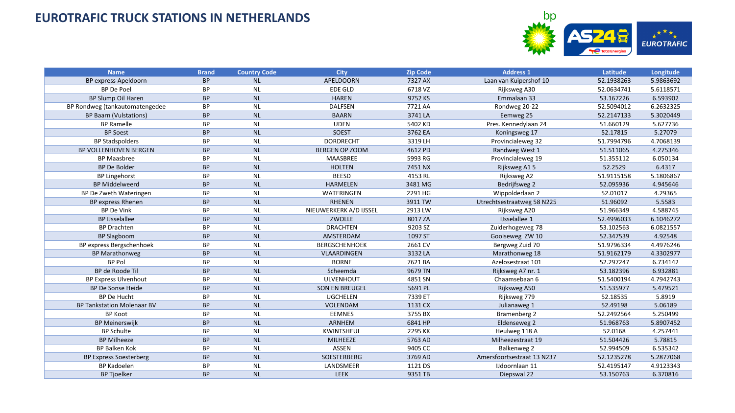# EUROTRAFIC TRUCK STATIONS IN NETHERLANDS

| Name | Brand | Country Code | City | Zip Code | Address 1 | Latitude | Longitude |
|---|---|---|---|---|---|---|---|
| BP express Apeldoorn | BP | NL | APELDOORN | 7327 AX | Laan van Kuipershof 10 | 52.1938263 | 5.9863692 |
| BP De Poel | BP | NL | EDE GLD | 6718 VZ | Rijksweg A30 | 52.0634741 | 5.6118571 |
| BP Slump Oil Haren | BP | NL | HAREN | 9752 KS | Emmalaan 33 | 53.167226 | 6.593902 |
| BP Rondweg (tankautomatengedee | BP | NL | DALFSEN | 7721 AA | Rondweg 20-22 | 52.5094012 | 6.2632325 |
| BP Baarn (Vulstations) | BP | NL | BAARN | 3741 LA | Eemweg 25 | 52.2147133 | 5.3020449 |
| BP Ramelle | BP | NL | UDEN | 5402 KD | Pres. Kennedylaan 24 | 51.660129 | 5.627736 |
| BP Soest | BP | NL | SOEST | 3762 EA | Koningsweg 17 | 52.17815 | 5.27079 |
| BP Stadspolders | BP | NL | DORDRECHT | 3319 LH | Provincialeweg 32 | 51.7994796 | 4.7068139 |
| BP VOLLENHOVEN BERGEN | BP | NL | BERGEN OP ZOOM | 4612 PD | Randweg West 1 | 51.511065 | 4.275346 |
| BP Maasbree | BP | NL | MAASBREE | 5993 RG | Provincialeweg 19 | 51.355112 | 6.050134 |
| BP De Bolder | BP | NL | HOLTEN | 7451 NX | Rijksweg A1 5 | 52.2529 | 6.4317 |
| BP Lingehorst | BP | NL | BEESD | 4153 RL | Rijksweg A2 | 51.9115158 | 5.1806867 |
| BP Middelweerd | BP | NL | HARMELEN | 3481 MG | Bedrijfsweg 2 | 52.095936 | 4.945646 |
| BP De Zweth Wateringen | BP | NL | WATERINGEN | 2291 HG | Wippolderlaan 2 | 52.01017 | 4.29365 |
| BP express Rhenen | BP | NL | RHENEN | 3911 TW | Utrechtsestraatweg 58 N225 | 51.96092 | 5.5583 |
| BP De Vink | BP | NL | NIEUWERKERK A/D IJSSEL | 2913 LW | Rijksweg A20 | 51.966349 | 4.588745 |
| BP IJsselallee | BP | NL | ZWOLLE | 8017 ZA | IJsselallee 1 | 52.4996033 | 6.1046272 |
| BP Drachten | BP | NL | DRACHTEN | 9203 SZ | Zuiderhogeweg 78 | 53.102563 | 6.0821557 |
| BP Slagboom | BP | NL | AMSTERDAM | 1097 ST | Gooiseweg ZW 10 | 52.347539 | 4.92548 |
| BP express Bergschenhoek | BP | NL | BERGSCHENHOEK | 2661 CV | Bergweg Zuid 70 | 51.9796334 | 4.4976246 |
| BP Marathonweg | BP | NL | VLAARDINGEN | 3132 LA | Marathonweg 18 | 51.9162179 | 4.3302977 |
| BP Pol | BP | NL | BORNE | 7621 BA | Azelosestraat 101 | 52.297247 | 6.734142 |
| BP de Roode Til | BP | NL | Scheemda | 9679 TN | Rijksweg A7 nr. 1 | 53.182396 | 6.932881 |
| BP Express Ulvenhout | BP | NL | ULVENHOUT | 4851 SN | Chaamsebaan 6 | 51.5400194 | 4.7942743 |
| BP De Sonse Heide | BP | NL | SON EN BREUGEL | 5691 PL | Rijksweg A50 | 51.535977 | 5.479521 |
| BP De Hucht | BP | NL | UGCHELEN | 7339 ET | Rijksweg 779 | 52.18535 | 5.8919 |
| BP Tankstation Molenaar BV | BP | NL | VOLENDAM | 1131 CX | Julianaweg 1 | 52.49198 | 5.06189 |
| BP Koot | BP | NL | EEMNES | 3755 BX | Bramenberg 2 | 52.2492564 | 5.250499 |
| BP Meinerswijk | BP | NL | ARNHEM | 6841 HP | Eldenseweg 2 | 51.968763 | 5.8907452 |
| BP Schulte | BP | NL | KWINTSHEUL | 2295 KK | Heulweg 118 A | 52.0168 | 4.257441 |
| BP Milheeze | BP | NL | MILHEEZE | 5763 AD | Milheezestraat 19 | 51.504426 | 5.78815 |
| BP Balken Kok | BP | NL | ASSEN | 9405 CC | Balkenweg 2 | 52.994509 | 6.535342 |
| BP Express Soesterberg | BP | NL | SOESTERBERG | 3769 AD | Amersfoortsestraat 13 N237 | 52.1235278 | 5.2877068 |
| BP Kadoelen | BP | NL | LANDSMEER | 1121 DS | IJdoornlaan 11 | 52.4195147 | 4.9123343 |
| BP Tjoelker | BP | NL | LEEK | 9351 TB | Diepswal 22 | 53.150763 | 6.370816 |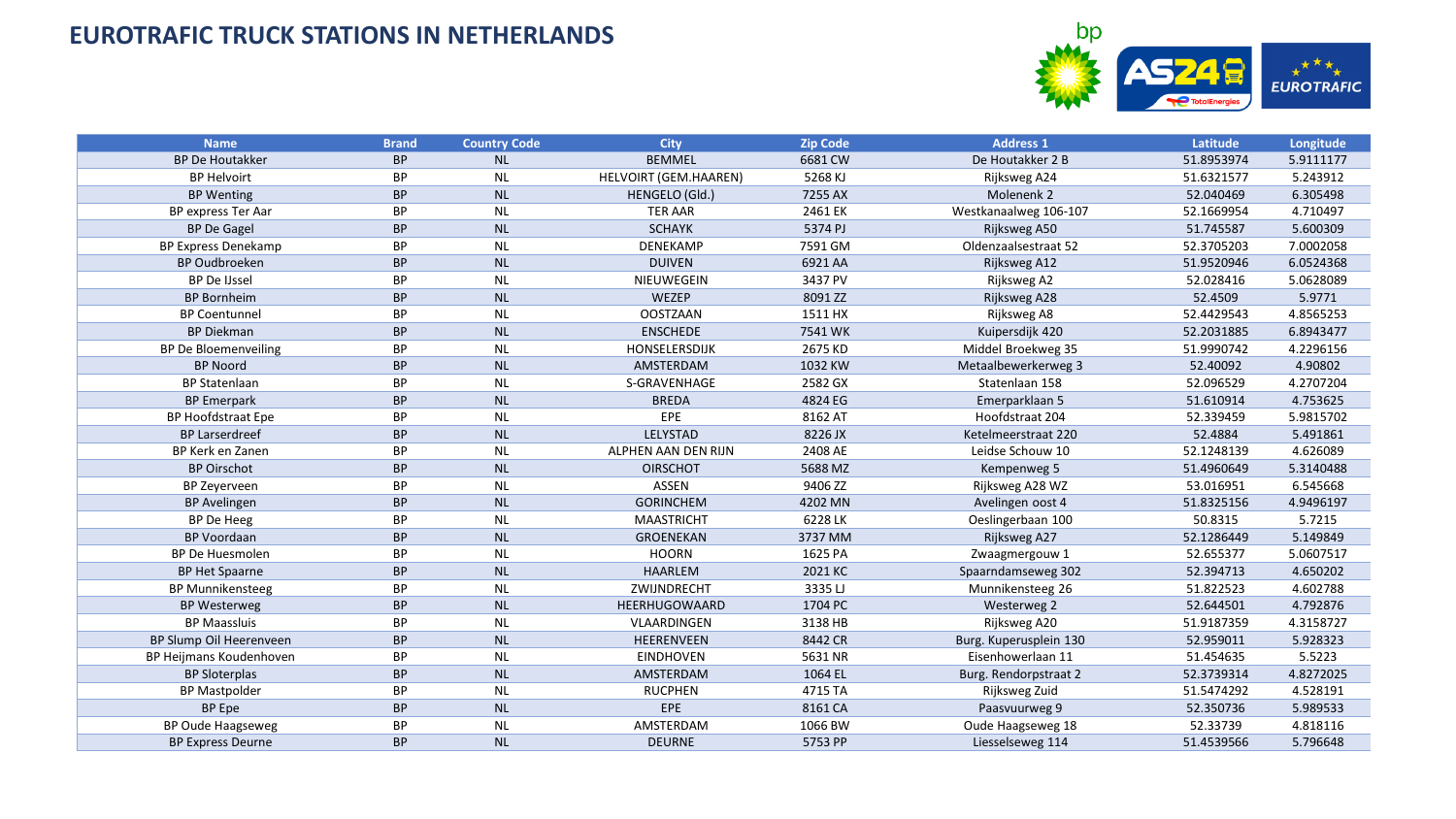# EUROTRAFIC TRUCK STATIONS IN NETHERLANDS

| Name | Brand | Country Code | City | Zip Code | Address 1 | Latitude | Longitude |
|---|---|---|---|---|---|---|---|
| BP De Houtakker | BP | NL | BEMMEL | 6681 CW | De Houtakker 2 B | 51.8953974 | 5.9111177 |
| BP Helvoirt | BP | NL | HELVOIRT (GEM.HAAREN) | 5268 KJ | Rijksweg A24 | 51.6321577 | 5.243912 |
| BP Wenting | BP | NL | HENGELO (Gld.) | 7255 AX | Molenenk 2 | 52.040469 | 6.305498 |
| BP express Ter Aar | BP | NL | TER AAR | 2461 EK | Westkanaalweg 106-107 | 52.1669954 | 4.710497 |
| BP De Gagel | BP | NL | SCHAYK | 5374 PJ | Rijksweg A50 | 51.745587 | 5.600309 |
| BP Express Denekamp | BP | NL | DENEKAMP | 7591 GM | Oldenzaalsestraat 52 | 52.3705203 | 7.0002058 |
| BP Oudbroeken | BP | NL | DUIVEN | 6921 AA | Rijksweg A12 | 51.9520946 | 6.0524368 |
| BP De IJssel | BP | NL | NIEUWEGEIN | 3437 PV | Rijksweg A2 | 52.028416 | 5.0628089 |
| BP Bornheim | BP | NL | WEZEP | 8091 ZZ | Rijksweg A28 | 52.4509 | 5.9771 |
| BP Coentunnel | BP | NL | OOSTZAAN | 1511 HX | Rijksweg A8 | 52.4429543 | 4.8565253 |
| BP Diekman | BP | NL | ENSCHEDE | 7541 WK | Kuipersdijk 420 | 52.2031885 | 6.8943477 |
| BP De Bloemenveiling | BP | NL | HONSELERSDIJK | 2675 KD | Middel Broekweg 35 | 51.9990742 | 4.2296156 |
| BP Noord | BP | NL | AMSTERDAM | 1032 KW | Metaalbewerkerweg 3 | 52.40092 | 4.90802 |
| BP Statenlaan | BP | NL | S-GRAVENHAGE | 2582 GX | Statenlaan 158 | 52.096529 | 4.2707204 |
| BP Emerpark | BP | NL | BREDA | 4824 EG | Emerparklaan 5 | 51.610914 | 4.753625 |
| BP Hoofdstraat Epe | BP | NL | EPE | 8162 AT | Hoofdstraat 204 | 52.339459 | 5.9815702 |
| BP Larserdreef | BP | NL | LELYSTAD | 8226 JX | Ketelmeerstraat 220 | 52.4884 | 5.491861 |
| BP Kerk en Zanen | BP | NL | ALPHEN AAN DEN RIJN | 2408 AE | Leidse Schouw 10 | 52.1248139 | 4.626089 |
| BP Oirschot | BP | NL | OIRSCHOT | 5688 MZ | Kempenweg 5 | 51.4960649 | 5.3140488 |
| BP Zeyerveen | BP | NL | ASSEN | 9406 ZZ | Rijksweg A28 WZ | 53.016951 | 6.545668 |
| BP Avelingen | BP | NL | GORINCHEM | 4202 MN | Avelingen oost 4 | 51.8325156 | 4.9496197 |
| BP De Heeg | BP | NL | MAASTRICHT | 6228 LK | Oeslingerbaan 100 | 50.8315 | 5.7215 |
| BP Voordaan | BP | NL | GROENEKAN | 3737 MM | Rijksweg A27 | 52.1286449 | 5.149849 |
| BP De Huesmolen | BP | NL | HOORN | 1625 PA | Zwaagmergouw 1 | 52.655377 | 5.0607517 |
| BP Het Spaarne | BP | NL | HAARLEM | 2021 KC | Spaarndamseweg 302 | 52.394713 | 4.650202 |
| BP Munnikensteeg | BP | NL | ZWIJNDRECHT | 3335 LJ | Munnikensteeg 26 | 51.822523 | 4.602788 |
| BP Westerweg | BP | NL | HEERHUGOWAARD | 1704 PC | Westerweg 2 | 52.644501 | 4.792876 |
| BP Maassluis | BP | NL | VLAARDINGEN | 3138 HB | Rijksweg A20 | 51.9187359 | 4.3158727 |
| BP Slump Oil Heerenveen | BP | NL | HEERENVEEN | 8442 CR | Burg. Kuperusplein 130 | 52.959011 | 5.928323 |
| BP Heijmans Koudenhoven | BP | NL | EINDHOVEN | 5631 NR | Eisenhowerlaan 11 | 51.454635 | 5.5223 |
| BP Sloterplas | BP | NL | AMSTERDAM | 1064 EL | Burg. Rendorpstraat 2 | 52.3739314 | 4.8272025 |
| BP Mastpolder | BP | NL | RUCPHEN | 4715 TA | Rijksweg Zuid | 51.5474292 | 4.528191 |
| BP Epe | BP | NL | EPE | 8161 CA | Paasvuurweg 9 | 52.350736 | 5.989533 |
| BP Oude Haagseweg | BP | NL | AMSTERDAM | 1066 BW | Oude Haagseweg 18 | 52.33739 | 4.818116 |
| BP Express Deurne | BP | NL | DEURNE | 5753 PP | Liesselseweg 114 | 51.4539566 | 5.796648 |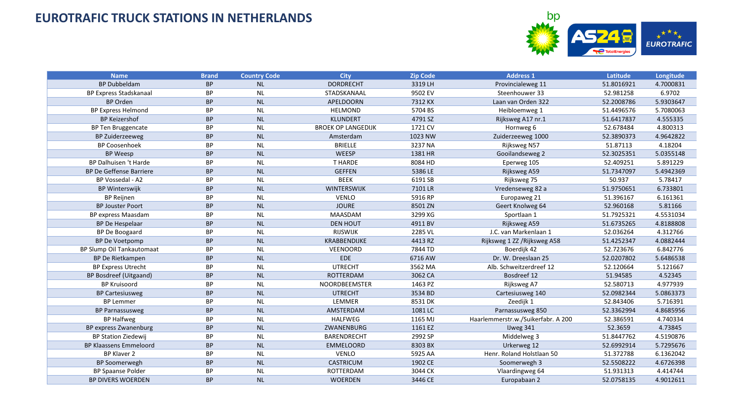# EUROTRAFIC TRUCK STATIONS IN NETHERLANDS

| Name | Brand | Country Code | City | Zip Code | Address 1 | Latitude | Longitude |
|---|---|---|---|---|---|---|---|
| BP Dubbeldam | BP | NL | DORDRECHT | 3319 LH | Provincialeweg 11 | 51.8016921 | 4.7000831 |
| BP Express Stadskanaal | BP | NL | STADSKANAAL | 9502 EV | Steenhouwer 33 | 52.981258 | 6.9702 |
| BP Orden | BP | NL | APELDOORN | 7312 KX | Laan van Orden 322 | 52.2008786 | 5.9303647 |
| BP Express Helmond | BP | NL | HELMOND | 5704 BS | Heibloemweg 1 | 51.4496576 | 5.7080063 |
| BP Keizershof | BP | NL | KLUNDERT | 4791 SZ | Rijksweg A17 nr.1 | 51.6417837 | 4.555335 |
| BP Ten Bruggencate | BP | NL | BROEK OP LANGEDIJK | 1721 CV | Hornweg 6 | 52.678484 | 4.800313 |
| BP Zuiderzeeweg | BP | NL | Amsterdam | 1023 NW | Zuiderzeeweg 1000 | 52.3890373 | 4.9642822 |
| BP Coosenhoek | BP | NL | BRIELLE | 3237 NA | Rijksweg N57 | 51.87113 | 4.18204 |
| BP Weesp | BP | NL | WEESP | 1381 HR | Gooilandseweg 2 | 52.3025351 | 5.0355148 |
| BP Dalhuisen 't Harde | BP | NL | T HARDE | 8084 HD | Eperweg 105 | 52.409251 | 5.891229 |
| BP De Geffense Barriere | BP | NL | GEFFEN | 5386 LE | Rijksweg A59 | 51.7347097 | 5.4942369 |
| BP Vossedal - A2 | BP | NL | BEEK | 6191 SB | Rijksweg 75 | 50.937 | 5.78417 |
| BP Winterswijk | BP | NL | WINTERSWIJK | 7101 LR | Vredenseweg 82 a | 51.9750651 | 6.733801 |
| BP Reijnen | BP | NL | VENLO | 5916 RP | Europaweg 21 | 51.396167 | 6.161361 |
| BP Jouster Poort | BP | NL | JOURE | 8501 ZN | Geert Knolweg 64 | 52.960168 | 5.81166 |
| BP express Maasdam | BP | NL | MAASDAM | 3299 XG | Sportlaan 1 | 51.7925321 | 4.5531034 |
| BP De Hespelaar | BP | NL | DEN HOUT | 4911 BV | Rijksweg A59 | 51.6735265 | 4.8188808 |
| BP De Boogaard | BP | NL | RIJSWIJK | 2285 VL | J.C. van Markenlaan 1 | 52.036264 | 4.312766 |
| BP De Voetpomp | BP | NL | KRABBENDIJKE | 4413 RZ | Rijksweg 1 ZZ /Rijksweg A58 | 51.4252347 | 4.0882444 |
| BP Slump Oil Tankautomaat | BP | NL | VEENOORD | 7844 TD | Boerdijk 42 | 52.723676 | 6.842776 |
| BP De Rietkampen | BP | NL | EDE | 6716 AW | Dr. W. Dreeslaan 25 | 52.0207802 | 5.6486538 |
| BP Express Utrecht | BP | NL | UTRECHT | 3562 MA | Alb. Schweitzerdreef 12 | 52.120664 | 5.121667 |
| BP Bosdreef (Uitgaand) | BP | NL | ROTTERDAM | 3062 CA | Bosdreef 12 | 51.94585 | 4.52345 |
| BP Kruisoord | BP | NL | NOORDBEEMSTER | 1463 PZ | Rijksweg A7 | 52.580713 | 4.977939 |
| BP Cartesiusweg | BP | NL | UTRECHT | 3534 BD | Cartesiusweg 140 | 52.0982344 | 5.0863373 |
| BP Lemmer | BP | NL | LEMMER | 8531 DK | Zeedijk 1 | 52.843406 | 5.716391 |
| BP Parnassusweg | BP | NL | AMSTERDAM | 1081 LC | Parnassusweg 850 | 52.3362994 | 4.8685956 |
| BP Halfweg | BP | NL | HALFWEG | 1165 MJ | Haarlemmerstr.w./Suikerfabr. A 200 | 52.386591 | 4.740334 |
| BP express Zwanenburg | BP | NL | ZWANENBURG | 1161 EZ | IJweg 341 | 52.3659 | 4.73845 |
| BP Station Ziedewij | BP | NL | BARENDRECHT | 2992 SP | Middelweg 3 | 51.8447762 | 4.5190876 |
| BP Klaassens Emmeloord | BP | NL | EMMELOORD | 8303 BX | Urkerweg 12 | 52.6992914 | 5.7295676 |
| BP Klaver 2 | BP | NL | VENLO | 5925 AA | Henr. Roland Holstlaan 50 | 51.372788 | 6.1362042 |
| BP Soomerwegh | BP | NL | CASTRICUM | 1902 CE | Soomerwegh 3 | 52.5508222 | 4.6726398 |
| BP Spaanse Polder | BP | NL | ROTTERDAM | 3044 CK | Vlaardingweg 64 | 51.931313 | 4.414744 |
| BP DIVERS WOERDEN | BP | NL | WOERDEN | 3446 CE | Europabaan 2 | 52.0758135 | 4.9012611 |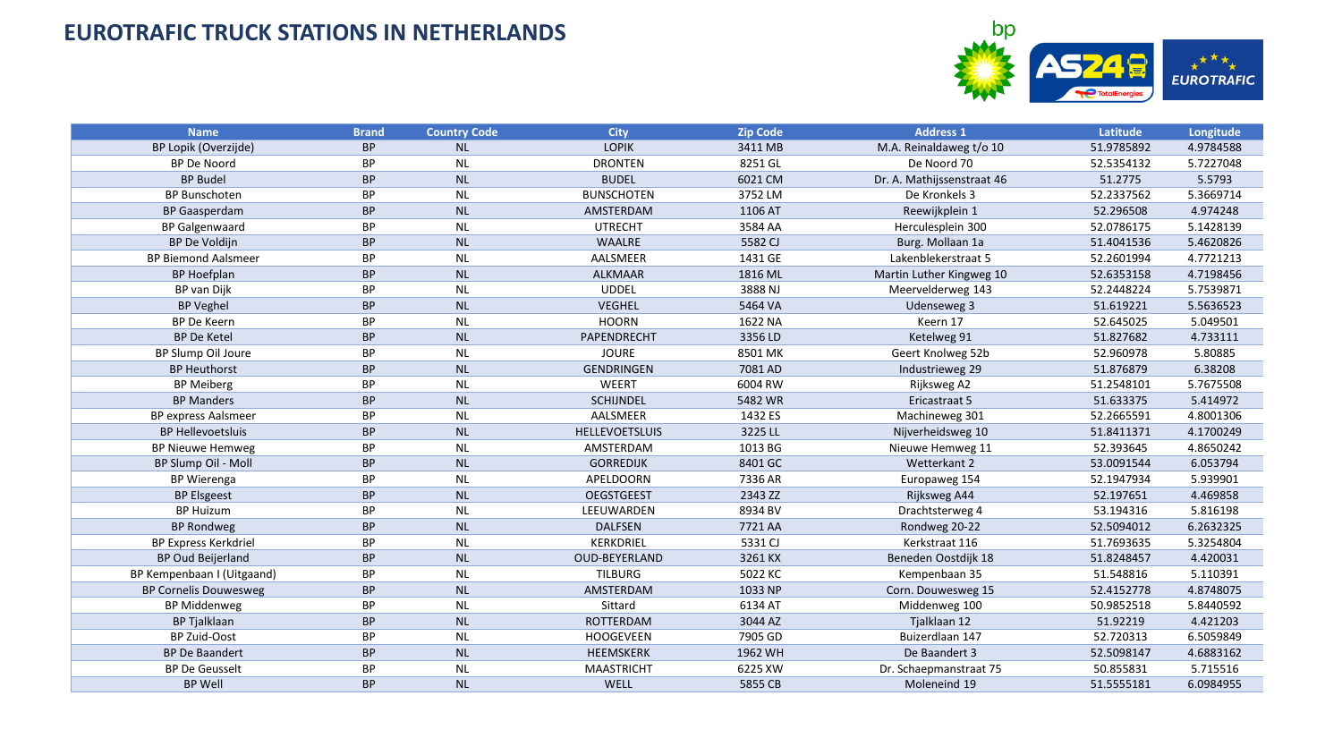# EUROTRAFIC TRUCK STATIONS IN NETHERLANDS

| Name | Brand | Country Code | City | Zip Code | Address 1 | Latitude | Longitude |
|---|---|---|---|---|---|---|---|
| BP Lopik (Overzijde) | BP | NL | LOPIK | 3411 MB | M.A. Reinaldaweg t/o 10 | 51.9785892 | 4.9784588 |
| BP De Noord | BP | NL | DRONTEN | 8251 GL | De Noord 70 | 52.5354132 | 5.7227048 |
| BP Budel | BP | NL | BUDEL | 6021 CM | Dr. A. Mathijssenstraat 46 | 51.2775 | 5.5793 |
| BP Bunschoten | BP | NL | BUNSCHOTEN | 3752 LM | De Kronkels 3 | 52.2337562 | 5.3669714 |
| BP Gaasperdam | BP | NL | AMSTERDAM | 1106 AT | Reewijkplein 1 | 52.296508 | 4.974248 |
| BP Galgenwaard | BP | NL | UTRECHT | 3584 AA | Herculesplein 300 | 52.0786175 | 5.1428139 |
| BP De Voldijn | BP | NL | WAALRE | 5582 CJ | Burg. Mollaan 1a | 51.4041536 | 5.4620826 |
| BP Biemond Aalsmeer | BP | NL | AALSMEER | 1431 GE | Lakenblekerstraat 5 | 52.2601994 | 4.7721213 |
| BP Hoefplan | BP | NL | ALKMAAR | 1816 ML | Martin Luther Kingweg 10 | 52.6353158 | 4.7198456 |
| BP van Dijk | BP | NL | UDDEL | 3888 NJ | Meervelderweg 143 | 52.2448224 | 5.7539871 |
| BP Veghel | BP | NL | VEGHEL | 5464 VA | Udenseweg 3 | 51.619221 | 5.5636523 |
| BP De Keern | BP | NL | HOORN | 1622 NA | Keern 17 | 52.645025 | 5.049501 |
| BP De Ketel | BP | NL | PAPENDRECHT | 3356 LD | Ketelweg 91 | 51.827682 | 4.733111 |
| BP Slump Oil Joure | BP | NL | JOURE | 8501 MK | Geert Knolweg 52b | 52.960978 | 5.80885 |
| BP Heuthorst | BP | NL | GENDRINGEN | 7081 AD | Industrieweg 29 | 51.876879 | 6.38208 |
| BP Meiberg | BP | NL | WEERT | 6004 RW | Rijksweg A2 | 51.2548101 | 5.7675508 |
| BP Manders | BP | NL | SCHIJNDEL | 5482 WR | Ericastraat 5 | 51.633375 | 5.414972 |
| BP express Aalsmeer | BP | NL | AALSMEER | 1432 ES | Machineweg 301 | 52.2665591 | 4.8001306 |
| BP Hellevoetsluis | BP | NL | HELLEVOETSLUIS | 3225 LL | Nijverheidsweg 10 | 51.8411371 | 4.1700249 |
| BP Nieuwe Hemweg | BP | NL | AMSTERDAM | 1013 BG | Nieuwe Hemweg 11 | 52.393645 | 4.8650242 |
| BP Slump Oil - Moll | BP | NL | GORREDIJK | 8401 GC | Wetterkant 2 | 53.0091544 | 6.053794 |
| BP Wierenga | BP | NL | APELDOORN | 7336 AR | Europaweg 154 | 52.1947934 | 5.939901 |
| BP Elsgeest | BP | NL | OEGSTGEEST | 2343 ZZ | Rijksweg A44 | 52.197651 | 4.469858 |
| BP Huizum | BP | NL | LEEUWARDEN | 8934 BV | Drachtsterweg 4 | 53.194316 | 5.816198 |
| BP Rondweg | BP | NL | DALFSEN | 7721 AA | Rondweg 20-22 | 52.5094012 | 6.2632325 |
| BP Express Kerkdriel | BP | NL | KERKDRIEL | 5331 CJ | Kerkstraat 116 | 51.7693635 | 5.3254804 |
| BP Oud Beijerland | BP | NL | OUD-BEYERLAND | 3261 KX | Beneden Oostdijk 18 | 51.8248457 | 4.420031 |
| BP Kempenbaan I (Uitgaand) | BP | NL | TILBURG | 5022 KC | Kempenbaan 35 | 51.548816 | 5.110391 |
| BP Cornelis Douwesweg | BP | NL | AMSTERDAM | 1033 NP | Corn. Douwesweg 15 | 52.4152778 | 4.8748075 |
| BP Middenweg | BP | NL | Sittard | 6134 AT | Middenweg 100 | 50.9852518 | 5.8440592 |
| BP Tjalklaan | BP | NL | ROTTERDAM | 3044 AZ | Tjalklaan 12 | 51.92219 | 4.421203 |
| BP Zuid-Oost | BP | NL | HOOGEVEEN | 7905 GD | Buizerdlaan 147 | 52.720313 | 6.5059849 |
| BP De Baandert | BP | NL | HEEMSKERK | 1962 WH | De Baandert 3 | 52.5098147 | 4.6883162 |
| BP De Geusselt | BP | NL | MAASTRICHT | 6225 XW | Dr. Schaepmanstraat 75 | 50.855831 | 5.715516 |
| BP Well | BP | NL | WELL | 5855 CB | Moleneind 19 | 51.5555181 | 6.0984955 |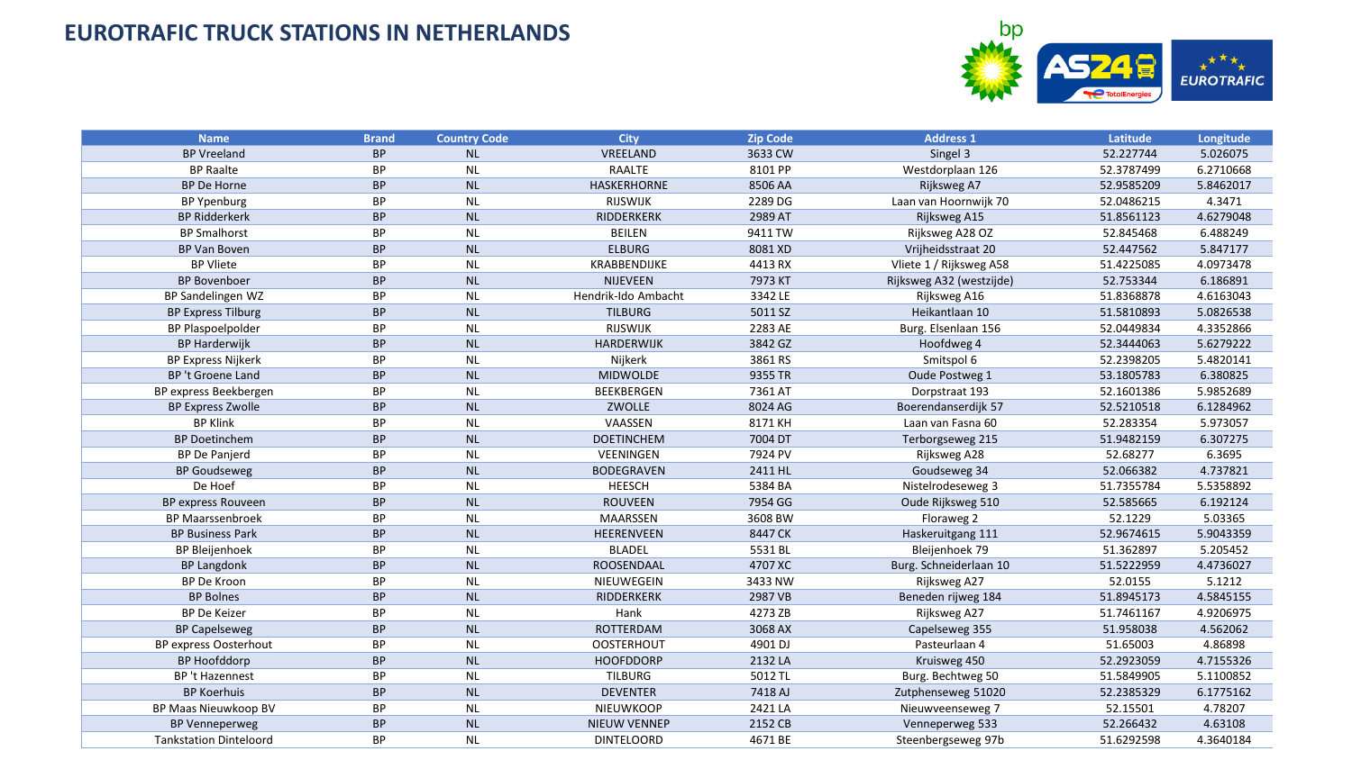# EUROTRAFIC TRUCK STATIONS IN NETHERLANDS

| Name | Brand | Country Code | City | Zip Code | Address 1 | Latitude | Longitude |
|---|---|---|---|---|---|---|---|
| BP Vreeland | BP | NL | VREELAND | 3633 CW | Singel 3 | 52.227744 | 5.026075 |
| BP Raalte | BP | NL | RAALTE | 8101 PP | Westdorplaan 126 | 52.3787499 | 6.2710668 |
| BP De Horne | BP | NL | HASKERHORNE | 8506 AA | Rijksweg A7 | 52.9585209 | 5.8462017 |
| BP Ypenburg | BP | NL | RIJSWIJK | 2289 DG | Laan van Hoornwijk 70 | 52.0486215 | 4.3471 |
| BP Ridderkerk | BP | NL | RIDDERKERK | 2989 AT | Rijksweg A15 | 51.8561123 | 4.6279048 |
| BP Smalhorst | BP | NL | BEILEN | 9411 TW | Rijksweg A28 OZ | 52.845468 | 6.488249 |
| BP Van Boven | BP | NL | ELBURG | 8081 XD | Vrijheidsstraat 20 | 52.447562 | 5.847177 |
| BP Vliete | BP | NL | KRABBENDIJKE | 4413 RX | Vliete 1 / Rijksweg A58 | 51.4225085 | 4.0973478 |
| BP Bovenboer | BP | NL | NIJEVEEN | 7973 KT | Rijksweg A32 (westzijde) | 52.753344 | 6.186891 |
| BP Sandelingen WZ | BP | NL | Hendrik-Ido Ambacht | 3342 LE | Rijksweg A16 | 51.8368878 | 4.6163043 |
| BP Express Tilburg | BP | NL | TILBURG | 5011 SZ | Heikantlaan 10 | 51.5810893 | 5.0826538 |
| BP Plaspoelpolder | BP | NL | RIJSWIJK | 2283 AE | Burg. Elsenlaan 156 | 52.0449834 | 4.3352866 |
| BP Harderwijk | BP | NL | HARDERWIJK | 3842 GZ | Hoofdweg 4 | 52.3444063 | 5.6279222 |
| BP Express Nijkerk | BP | NL | Nijkerk | 3861 RS | Smitspol 6 | 52.2398205 | 5.4820141 |
| BP 't Groene Land | BP | NL | MIDWOLDE | 9355 TR | Oude Postweg 1 | 53.1805783 | 6.380825 |
| BP express Beekbergen | BP | NL | BEEKBERGEN | 7361 AT | Dorpstraat 193 | 52.1601386 | 5.9852689 |
| BP Express Zwolle | BP | NL | ZWOLLE | 8024 AG | Boerendanserdijk 57 | 52.5210518 | 6.1284962 |
| BP Klink | BP | NL | VAASSEN | 8171 KH | Laan van Fasna 60 | 52.283354 | 5.973057 |
| BP Doetinchem | BP | NL | DOETINCHEM | 7004 DT | Terborgseweg 215 | 51.9482159 | 6.307275 |
| BP De Panjerd | BP | NL | VEENINGEN | 7924 PV | Rijksweg A28 | 52.68277 | 6.3695 |
| BP Goudseweg | BP | NL | BODEGRAVEN | 2411 HL | Goudseweg 34 | 52.066382 | 4.737821 |
| De Hoef | BP | NL | HEESCH | 5384 BA | Nistelrodeseweg 3 | 51.7355784 | 5.5358892 |
| BP express Rouveen | BP | NL | ROUVEEN | 7954 GG | Oude Rijksweg 510 | 52.585665 | 6.192124 |
| BP Maarssenbroek | BP | NL | MAARSSEN | 3608 BW | Floraweg 2 | 52.1229 | 5.03365 |
| BP Business Park | BP | NL | HEERENVEEN | 8447 CK | Haskeruitgang 111 | 52.9674615 | 5.9043359 |
| BP Bleijenhoek | BP | NL | BLADEL | 5531 BL | Bleijenhoek 79 | 51.362897 | 5.205452 |
| BP Langdonk | BP | NL | ROOSENDAAL | 4707 XC | Burg. Schneiderlaan 10 | 51.5222959 | 4.4736027 |
| BP De Kroon | BP | NL | NIEUWEGEIN | 3433 NW | Rijksweg A27 | 52.0155 | 5.1212 |
| BP Bolnes | BP | NL | RIDDERKERK | 2987 VB | Beneden rijweg 184 | 51.8945173 | 4.5845155 |
| BP De Keizer | BP | NL | Hank | 4273 ZB | Rijksweg A27 | 51.7461167 | 4.9206975 |
| BP Capelseweg | BP | NL | ROTTERDAM | 3068 AX | Capelseweg 355 | 51.958038 | 4.562062 |
| BP express Oosterhout | BP | NL | OOSTERHOUT | 4901 DJ | Pasteurlaan 4 | 51.65003 | 4.86898 |
| BP Hoofddorp | BP | NL | HOOFDDORP | 2132 LA | Kruisweg 450 | 52.2923059 | 4.7155326 |
| BP 't Hazennest | BP | NL | TILBURG | 5012 TL | Burg. Bechtweg 50 | 51.5849905 | 5.1100852 |
| BP Koerhuis | BP | NL | DEVENTER | 7418 AJ | Zutphenseweg 51020 | 52.2385329 | 6.1775162 |
| BP Maas Nieuwkoop BV | BP | NL | NIEUWKOOP | 2421 LA | Nieuwveenseweg 7 | 52.15501 | 4.78207 |
| BP Venneperweg | BP | NL | NIEUW VENNEP | 2152 CB | Venneperweg 533 | 52.266432 | 4.63108 |
| Tankstation Dinteloord | BP | NL | DINTELOORD | 4671 BE | Steenbergseweg 97b | 51.6292598 | 4.3640184 |